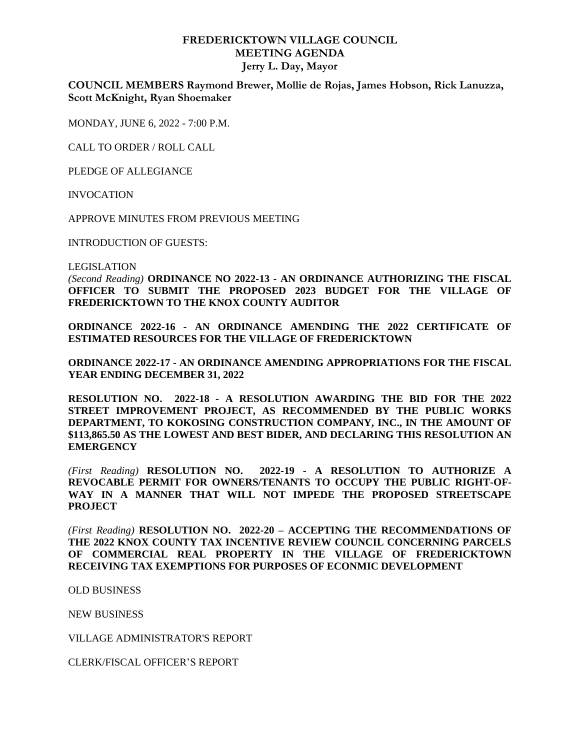# FREDERICKTOWN VILLAGE COUNCIL
## MEETING AGENDA
### Jerry L. Day, Mayor

**COUNCIL MEMBERS Raymond Brewer, Mollie de Rojas, James Hobson, Rick Lanuzza, Scott McKnight, Ryan Shoemaker**

MONDAY, JUNE 6, 2022 - 7:00 P.M.

CALL TO ORDER / ROLL CALL

PLEDGE OF ALLEGIANCE

INVOCATION

APPROVE MINUTES FROM PREVIOUS MEETING

INTRODUCTION OF GUESTS:

LEGISLATION

*(Second Reading)* **ORDINANCE NO 2022-13 - AN ORDINANCE AUTHORIZING THE FISCAL OFFICER TO SUBMIT THE PROPOSED 2023 BUDGET FOR THE VILLAGE OF FREDERICKTOWN TO THE KNOX COUNTY AUDITOR**

**ORDINANCE 2022-16 - AN ORDINANCE AMENDING THE 2022 CERTIFICATE OF ESTIMATED RESOURCES FOR THE VILLAGE OF FREDERICKTOWN**

**ORDINANCE 2022-17 - AN ORDINANCE AMENDING APPROPRIATIONS FOR THE FISCAL YEAR ENDING DECEMBER 31, 2022**

**RESOLUTION NO. 2022-18 - A RESOLUTION AWARDING THE BID FOR THE 2022 STREET IMPROVEMENT PROJECT, AS RECOMMENDED BY THE PUBLIC WORKS DEPARTMENT, TO KOKOSING CONSTRUCTION COMPANY, INC., IN THE AMOUNT OF $113,865.50 AS THE LOWEST AND BEST BIDER, AND DECLARING THIS RESOLUTION AN EMERGENCY**

*(First Reading)* **RESOLUTION NO. 2022-19 - A RESOLUTION TO AUTHORIZE A REVOCABLE PERMIT FOR OWNERS/TENANTS TO OCCUPY THE PUBLIC RIGHT-OF-WAY IN A MANNER THAT WILL NOT IMPEDE THE PROPOSED STREETSCAPE PROJECT**

*(First Reading)* **RESOLUTION NO. 2022-20 – ACCEPTING THE RECOMMENDATIONS OF THE 2022 KNOX COUNTY TAX INCENTIVE REVIEW COUNCIL CONCERNING PARCELS OF COMMERCIAL REAL PROPERTY IN THE VILLAGE OF FREDERICKTOWN RECEIVING TAX EXEMPTIONS FOR PURPOSES OF ECONMIC DEVELOPMENT**

OLD BUSINESS

NEW BUSINESS

VILLAGE ADMINISTRATOR'S REPORT

CLERK/FISCAL OFFICER'S REPORT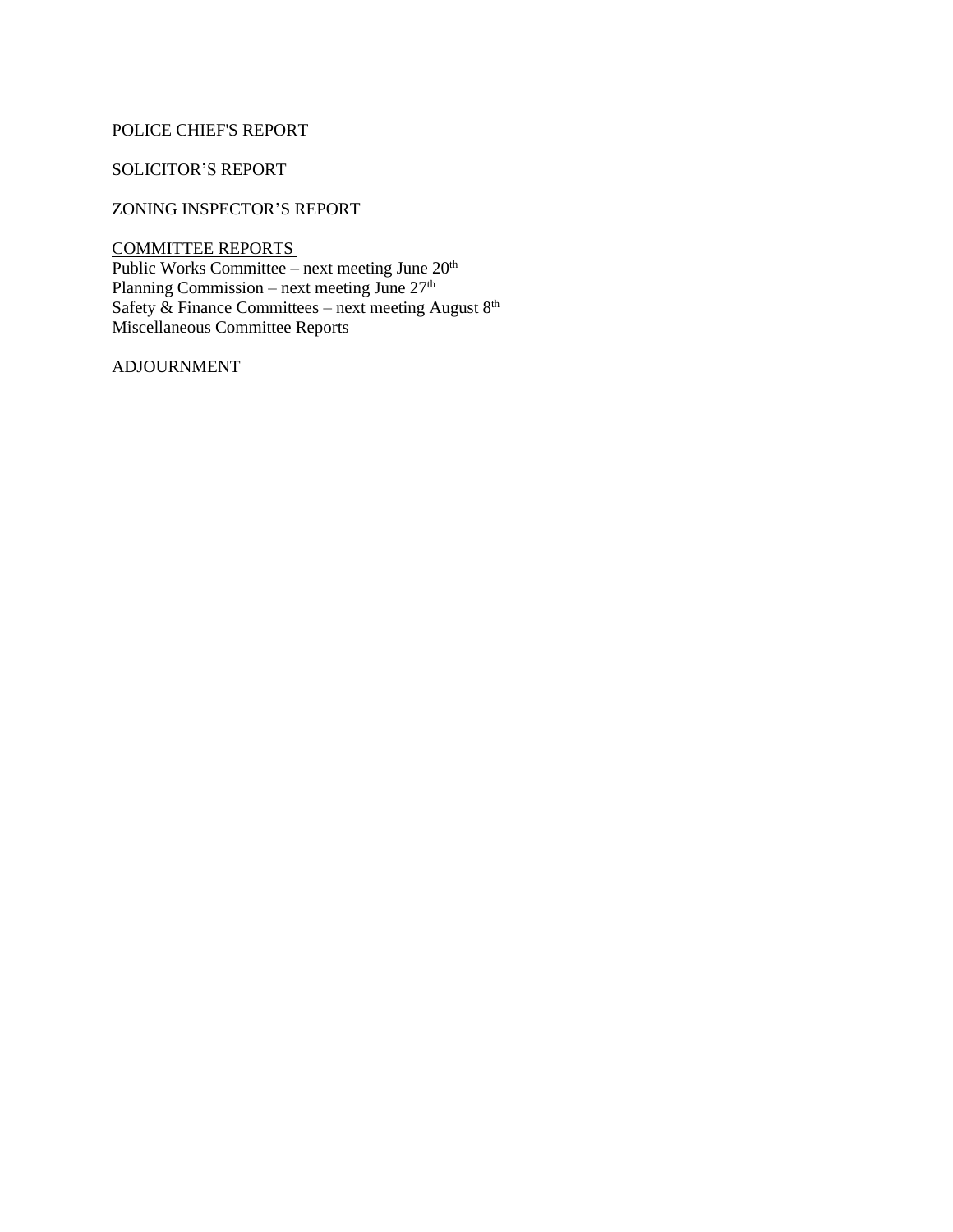POLICE CHIEF'S REPORT

SOLICITOR'S REPORT

ZONING INSPECTOR'S REPORT

<u>COMMITTEE REPORTS</u>
Public Works Committee – next meeting June 20th
Planning Commission – next meeting June 27th
Safety & Finance Committees – next meeting August 8th
Miscellaneous Committee Reports

ADJOURNMENT